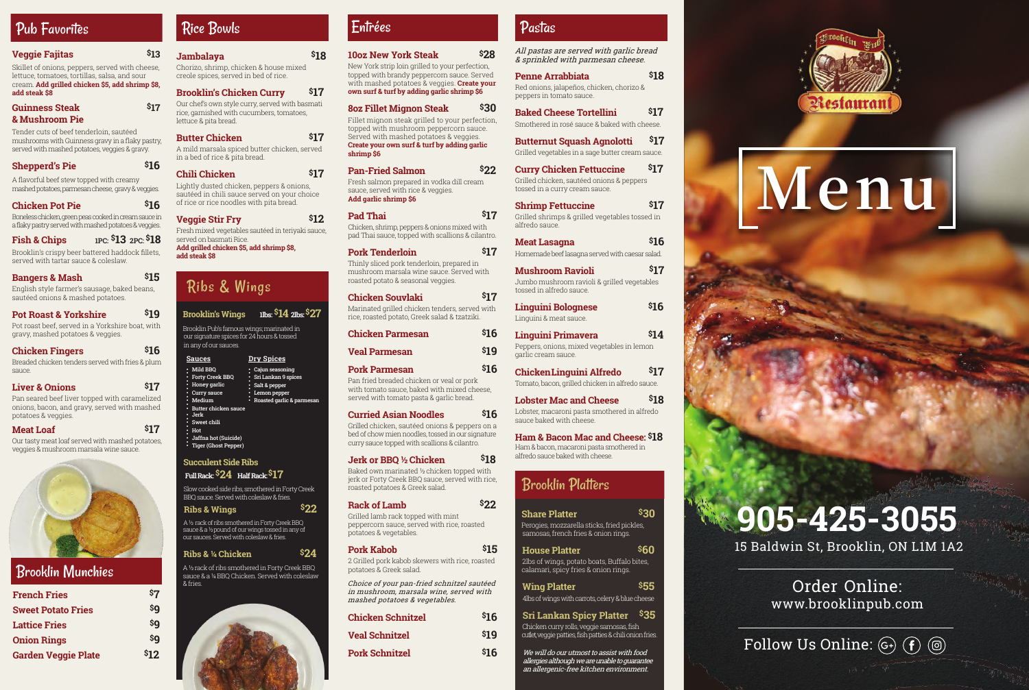# Menu

Brooklin Pub Restaurant

**905-425-3055**

15 Baldwin St, Brooklin, ON L1M 1A2

Order Online:
www.brooklinpub.com

Follow Us Online:

## Pub Favorites

**Veggie Fajitas** — $13
Skillet of onions, peppers, served with cheese, lettuce, tomatoes, tortillas, salsa, and sour cream. **Add grilled chicken $5, add shrimp $8, add steak $8**

**Guinness Steak & Mushroom Pie** — $17
Tender cuts of beef tenderloin, sautéed mushrooms with Guinness gravy in a flaky pastry, served with mashed potatoes, veggies & gravy.

**Shepperd's Pie** — $16
A flavorful beef stew topped with creamy mashed potatoes, parmesan cheese, gravy & veggies.

**Chicken Pot Pie** — $16
Boneless chicken, green peas cooked in cream sauce in a flaky pastry served with mashed potatoes & veggies.

**Fish & Chips** — 1PC: $13 2PC: $18
Brooklin's crispy beer battered haddock fillets, served with tartar sauce & coleslaw.

**Bangers & Mash** — $15
English style farmer's sausage, baked beans, sautéed onions & mashed potatoes.

**Pot Roast & Yorkshire** — $19
Pot roast beef, served in a Yorkshire boat, with gravy, mashed potatoes & veggies.

**Chicken Fingers** — $16
Breaded chicken tenders served with fries & plum sauce.

**Liver & Onions** — $17
Pan seared beef liver topped with caramelized onions, bacon, and gravy, served with mashed potatoes & veggies.

**Meat Loaf** — $17
Our tasty meat loaf served with mashed potatoes, veggies & mushroom marsala wine sauce.

## Brooklin Munchies

| Item | Price |
|---|---|
| French Fries | $7 |
| Sweet Potato Fries | $9 |
| Lattice Fries | $9 |
| Onion Rings | $9 |
| Garden Veggie Plate | $12 |

## Rice Bowls

**Jambalaya** — $18
Chorizo, shrimp, chicken & house mixed creole spices, served in bed of rice.

**Brooklin's Chicken Curry** — $17
Our chef's own style curry, served with basmati rice, garnished with cucumbers, tomatoes, lettuce & pita bread.

**Butter Chicken** — $17
A mild marsala spiced butter chicken, served in a bed of rice & pita bread.

**Chili Chicken** — $17
Lightly dusted chicken, peppers & onions, sautéed in chili sauce served on your choice of rice or rice noodles with pita bread.

**Veggie Stir Fry** — $12
Fresh mixed vegetables sautéed in teriyaki sauce, served on basmati Rice.
**Add grilled chicken $5, add shrimp $8, add steak $8**

## Ribs & Wings

**Brooklin's Wings** — 1lbs: $14 2lbs: $27
Brooklin Pub's famous wings, marinated in our signature spices for 24 hours & tossed in any of our sauces.

**Sauces**
- Mild BBQ
- Forty Creek BBQ
- Honey garlic
- Curry sauce
- Medium
- Butter chicken sauce
- Jerk
- Sweet chili
- Hot
- Jaffna hot (Suicide)
- Tiger (Ghost Pepper)

**Dry Spices**
- Cajun seasoning
- Sri Lankan 9 spices
- Salt & pepper
- Lemon pepper
- Roasted garlic & parmesan

**Succulent Side Ribs**
Full Rack: $24 Half Rack: $17
Slow cooked side ribs, smothered in Forty Creek BBQ sauce. Served with coleslaw & fries.

**Ribs & Wings** — $22
A ½ rack of ribs smothered in Forty Creek BBQ sauce & a ½ pound of our wings tossed in any of our sauces. Served with coleslaw & fries.

**Ribs & ¼ Chicken** — $24
A ½ rack of ribs smothered in Forty Creek BBQ sauce & a ¼ BBQ Chicken. Served with coleslaw & fries.

## Entrées

**10oz New York Steak** — $28
New York strip loin grilled to your perfection, topped with brandy peppercorn sauce. Served with mashed potatoes & veggies. **Create your own surf & turf by adding garlic shrimp $6**

**8oz Fillet Mignon Steak** — $30
Fillet mignon steak grilled to your perfection, topped with mushroom peppercorn sauce. Served with mashed potatoes & veggies. **Create your own surf & turf by adding garlic shrimp $6**

**Pan-Fried Salmon** — $22
Fresh salmon prepared in vodka dill cream sauce, served with rice & veggies. **Add garlic shrimp $6**

**Pad Thai** — $17
Chicken, shrimp, peppers & onions mixed with pad Thai sauce, topped with scallions & cilantro.

**Pork Tenderloin** — $17
Thinly sliced pork tenderloin, prepared in mushroom marsala wine sauce. Served with roasted potato & seasonal veggies.

**Chicken Souvlaki** — $17
Marinated grilled chicken tenders, served with rice, roasted potato, Greek salad & tzatziki.

**Chicken Parmesan** — $16

**Veal Parmesan** — $19

**Pork Parmesan** — $16
Pan fried breaded chicken or veal or pork with tomato sauce, baked with mixed cheese, served with tomato pasta & garlic bread.

**Curried Asian Noodles** — $16
Grilled chicken, sautéed onions & peppers on a bed of chow mien noodles, tossed in our signature curry sauce topped with scallions & cilantro.

**Jerk or BBQ ½ Chicken** — $18
Baked own marinated ½ chicken topped with jerk or Forty Creek BBQ sauce, served with rice, roasted potatoes & Greek salad.

**Rack of Lamb** — $22
Grilled lamb rack topped with mint peppercorn sauce, served with rice, roasted potatoes & vegetables.

**Pork Kabob** — $15
2 Grilled pork kabob skewers with rice, roasted potatoes & Greek salad.

*Choice of your pan-fried schnitzel sautéed in mushroom, marsala wine, served with mashed potatoes & vegetables.*

**Chicken Schnitzel** — $16

**Veal Schnitzel** — $19

**Pork Schnitzel** — $16

## Pastas

*All pastas are served with garlic bread & sprinkled with parmesan cheese.*

**Penne Arrabbiata** — $18
Red onions, jalapeños, chicken, chorizo & peppers in tomato sauce.

**Baked Cheese Tortellini** — $17
Smothered in rosé sauce & baked with cheese.

**Butternut Squash Agnolotti** — $17
Grilled vegetables in a sage butter cream sauce.

**Curry Chicken Fettuccine** — $17
Grilled chicken, sautéed onions & peppers tossed in a curry cream sauce.

**Shrimp Fettuccine** — $17
Grilled shrimps & grilled vegetables tossed in alfredo sauce.

**Meat Lasagna** — $16
Homemade beef lasagna served with caesar salad.

**Mushroom Ravioli** — $17
Jumbo mushroom ravioli & grilled vegetables tossed in alfredo sauce.

**Linguini Bolognese** — $16
Linguini & meat sauce.

**Linguini Primavera** — $14
Peppers, onions, mixed vegetables in lemon garlic cream sauce.

**ChickenLinguini Alfredo** — $17
Tomato, bacon, grilled chicken in alfredo sauce.

**Lobster Mac and Cheese** — $18
Lobster, macaroni pasta smothered in alfredo sauce baked with cheese.

**Ham & Bacon Mac and Cheese:** — $18
Ham & bacon, macaroni pasta smothered in alfredo sauce baked with cheese.

## Brooklin Platters

**Share Platter** — $30
Perogies, mozzarella sticks, fried pickles, samosas, french fries & onion rings.

**House Platter** — $60
2lbs of wings, potato boats, Buffalo bites, calamari, spicy fries & onion rings.

**Wing Platter** — $55
4lbs of wings with carrots, celery & blue cheese

**Sri Lankan Spicy Platter** — $35
Chicken curry rolls, veggie samosas, fish cutlet, veggie patties, fish patties & chili onion fries.

*We will do our utmost to assist with food allergies although we are unable to guarantee an allergenic-free kitchen environment.*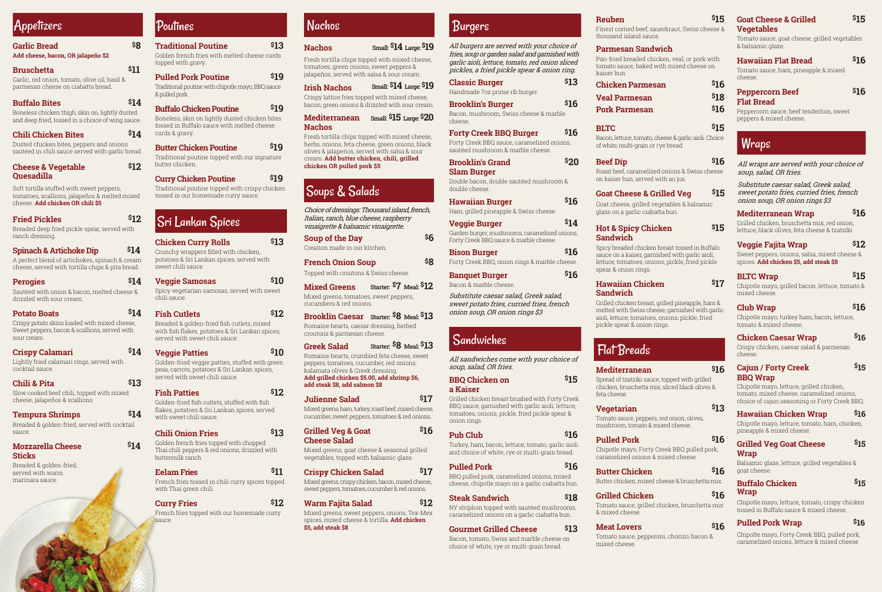# Appetizers

**Garlic Bread** $8
**Add cheese, bacon, OR jalapeño $2**

**Bruschetta** $11
Garlic, red onion, tomato, olive oil, basil & parmesan cheese on ciabatta bread.

**Buffalo Bites** $14
Boneless chicken thigh; skin on, lightly dusted and deep fried, tossed in a choice of wing sauce.

**Chili Chicken Bites** $14
Dusted chicken bites, peppers and onions sautéed in chili sauce served with garlic bread.

**Cheese & Vegetable Quesadilla** $12
Soft tortilla stuffed with sweet peppers, tomatoes, scallions, jalapeños & melted mixed cheese. **Add chicken OR chili $5**

**Fried Pickles** $12
Breaded deep fried pickle spear, served with ranch dressing.

**Spinach & Artichoke Dip** $14
A perfect blend of artichokes, spinach & cream cheese, served with tortilla chips & pita bread.

**Perogies** $14
Sautéed with onion & bacon, melted cheese & drizzled with sour cream.

**Potato Boats** $14
Crispy potato skins loaded with mixed cheese, Sweet peppers, bacon & scallions, served with sour cream.

**Crispy Calamari** $14
Lightly fried calamari rings, served with cocktail sauce.

**Chili & Pita** $13
Slow cooked beef chili, topped with mixed cheese, jalapeños & scallions.

**Tempura Shrimps** $14
Breaded & golden-fried, served with cocktail sauce.

**Mozzarella Cheese Sticks** $14
Breaded & golden-fried, served with warm marinara sauce.

# Poutines

**Traditional Poutine** $13
Golden french fries with melted cheese curds topped with gravy.

**Pulled Pork Poutine** $19
Traditional poutine with chipotle mayo, BBQ sauce & pulled pork.

**Buffalo Chicken Poutine** $19
Boneless, skin on lightly dusted chicken bites tossed in Buffalo sauce with melted cheese curds & gravy.

**Butter Chicken Poutine** $19
Traditional poutine topped with our signature butter chicken.

**Curry Chicken Poutine** $19
Traditional poutine topped with crispy chicken tossed in our homemade curry sauce.

# Sri Lankan Spices

**Chicken Curry Rolls** $13
Crunchy wrappers filled with chicken, potatoes & Sri Lankan spices, served with sweet chili sauce.

**Veggie Samosas** $10
Spicy vegetarian samosas, served with sweet chili sauce.

**Fish Cutlets** $12
Breaded & golden-fried fish cutlets, mixed with fish flakes, potatoes & Sri Lankan spices, served with sweet chili sauce.

**Veggie Patties** $10
Golden-fried veggie patties, stuffed with green peas, carrots, potatoes & Sri Lankan spices, served with sweet chili sauce.

**Fish Patties** $12
Golden-fried fish cutlets, stuffed with fish flakes, potatoes & Sri Lankan spices, served with sweet chili sauce.

**Chili Onion Fries** $13
Golden french fries topped with chopped Thai chili peppers & red onions, drizzled with buttermilk ranch.

**Eelam Fries** $11
French fries tossed in chili curry spices topped with Thai green chili.

**Curry Fries** $12
French fries topped with our homemade curry sauce.

# Nachos

**Nachos** Small: $14 Large: $19
Fresh tortilla chips topped with mixed cheese, tomatoes, green onions, sweet peppers & jalapeños, served with salsa & sour cream.

**Irish Nachos** Small: $14 Large: $19
Crispy lattice fries topped with mixed cheese, bacon, green onions & drizzled with sour cream.

**Mediterranean Nachos** Small: $15 Large: $20
Fresh tortilla chips topped with mixed cheese, herbs, onions, feta cheese, green onions, black olives & jalapeños, served with salsa & sour cream. **Add butter chicken, chili, grilled chicken OR pulled pork $5**

# Soups & Salads

*Choice of dressings: Thousand island, french, Italian, ranch, blue cheese, raspberry vinaigrette & balsamic vinaigrette.*

**Soup of the Day** $6
Creation made in our kitchen.

**French Onion Soup** $8
Topped with croutons & Swiss cheese.

**Mixed Greens** Starter: $7 Meal: $12
Mixed greens, tomatoes, sweet peppers, cucumbers & red onions.

**Brooklin Caesar** Starter: $8 Meal: $13
Romaine hearts, caesar dressing, herbed croutons & parmesan cheese.

**Greek Salad** Starter: $8 Meal: $13
Romaine hearts, crumbled feta cheese, sweet peppers, tomatoes, cucumber, red onions, kalamata olives & Greek dressing.
**Add grilled chicken $5.00, add shrimp $6, add steak $8, add salmon $8**

**Julienne Salad** $17
Mixed greens, ham, turkey, roast beef, mixed cheese, cucumber, sweet peppers, tomatoes & red onions.

**Grilled Veg & Goat Cheese Salad** $16
Mixed greens, goat cheese & seasonal grilled vegetables, topped with balsamic glaze.

**Crispy Chicken Salad** $17
Mixed greens, crispy chicken, bacon, mixed cheese, sweet peppers, tomatoes, cucumber & red onions.

**Warm Fajita Salad** $12
Mixed greens, sweet peppers, onions, Tex-Mex spices, mixed cheese & tortilla. **Add chicken $5, add steak $8**

# Burgers

*All burgers are served with your choice of fries, soup or garden salad and garnished with garlic aioli, lettuce, tomato, red onion sliced pickles, a fried pickle spear & onion ring.*

**Classic Burger** $13
Handmade 7oz prime rib burger.

**Brooklin's Burger** $16
Bacon, mushroom, Swiss cheese & marble cheese.

**Forty Creek BBQ Burger** $16
Forty Creek BBQ sauce, caramelized onions, sautéed mushroom & marble cheese.

**Brooklin's Grand Slam Burger** $20
Double bacon, double sautéed mushroom & double cheese.

**Hawaiian Burger** $16
Ham, grilled pineapple & Swiss cheese.

**Veggie Burger** $14
Garden burger, mushrooms, caramelized onions, Forty Creek BBQ sauce & marble cheese.

**Bison Burger** $16
Forty Creek BBQ, onion rings & marble cheese.

**Banquet Burger** $16
Bacon & marble cheese.

*Substitute caesar salad, Greek salad, sweet potato fries, curried fries, french onion soup, OR onion rings $3*

# Sandwiches

*All sandwiches come with your choice of soup, salad, OR fries.*

**BBQ Chicken on a Kaiser** $15
Grilled chicken breast brushed with Forty Creek BBQ sauce, garnished with garlic aioli, lettuce, tomatoes, onions, pickle, fried pickle spear & onion rings.

**Pub Club** $16
Turkey, ham, bacon, lettuce, tomato, garlic aioli and choice of white, rye or multi-grain bread.

**Pulled Pork** $16
BBQ pulled pork, caramelized onions, mixed cheese, chipotle mayo on a garlic ciabatta bun.

**Steak Sandwich** $18
NY striploin topped with sautéed mushrooms, caramelized onions on a garlic ciabatta bun.

**Gourmet Grilled Cheese** $13
Bacon, tomato, Swiss and marble cheese on choice of white, rye or multi-grain bread.

**Reuben** $15
Finest corned beef, sauerkraut, Swiss cheese & thousand island sauce.

**Parmesan Sandwich**
Pan-fried breaded chicken, veal, or pork with tomato sauce, baked with mixed cheese on kaiser bun.

**Chicken Parmesan** $16
**Veal Parmesan** $18
**Pork Parmesan** $16

**BLTC** $15
Bacon, lettuce, tomato, cheese & garlic aioli. Choice of white, multi-grain or rye bread.

**Beef Dip** $16
Roast beef, caramelized onions & Swiss cheese on kaiser bun, served with au jus.

**Goat Cheese & Grilled Veg** $15
Goat cheese, grilled vegetables & balsamic glaze on a garlic ciabatta bun.

**Hot & Spicy Chicken Sandwich** $15
Spicy breaded chicken breast tossed in Buffalo sauce on a kaiser, garnished with garlic aioli, lettuce, tomatoes, onions, pickle, fried pickle spear & onion rings.

**Hawaiian Chicken Sandwich** $17
Grilled chicken breast, grilled pineapple, ham & melted with Swiss cheese, garnished with garlic aioli, lettuce, tomatoes, onions, pickle, fried pickle spear & onion rings.

# Flat Breads

**Mediterranean** $16
Spread of tzatziki sauce, topped with grilled chicken, bruschetta mix, sliced black olives & feta cheese.

**Vegetarian** $13
Tomato sauce, peppers, red onion, olives, mushroom, tomato & mixed cheese.

**Pulled Pork** $16
Chipotle mayo, Forty Creek BBQ pulled pork, caramelized onions & mixed cheese.

**Butter Chicken** $16
Butter chicken, mixed cheese & bruschetta mix.

**Grilled Chicken** $16
Tomato sauce, grilled chicken, bruschetta mix & mixed cheese.

**Meat Lovers** $16
Tomato sauce, pepperoni, chorizo, bacon & mixed cheese.

**Goat Cheese & Grilled Vegetables** $15
Tomato sauce, goat cheese, grilled vegetables & balsamic glaze.

**Hawaiian Flat Bread** $16
Tomato sauce, ham, pineapple & mixed cheese.

**Peppercorn Beef Flat Bread** $16
Peppercorn sauce, beef tenderloin, sweet peppers & mixed cheese.

# Wraps

*All wraps are served with your choice of soup, salad, OR fries.*

*Substitute caesar salad, Greek salad, sweet potato fries, curried fries, french onion soup, OR onion rings $3*

**Mediterranean Wrap** $16
Grilled chicken, bruschetta mix, red onion, lettuce, black olives, feta cheese & tzatziki.

**Veggie Fajita Wrap** $12
Sweet peppers, onions, salsa, mixed cheese & spices. **Add chicken $5, add steak $8**

**BLTC Wrap** $15
Chipotle mayo, grilled bacon, lettuce, tomato & mixed cheese.

**Club Wrap** $16
Chipotle mayo, turkey ham, bacon, lettuce, tomato & mixed cheese.

**Chicken Caesar Wrap** $16
Crispy chicken, caesar salad & parmesan cheese.

**Cajun / Forty Creek BBQ Wrap** $15
Chipotle mayo, lettuce, grilled chicken, tomato, mixed cheese, caramelized onions, choice of cajun seasoning or Forty Creek BBQ.

**Hawaiian Chicken Wrap** $16
Chipotle mayo, lettuce, tomato, ham, chicken, pineapple & mixed cheese.

**Grilled Veg Goat Cheese Wrap** $15
Balsamic glaze, lettuce, grilled vegetables & goat cheese.

**Buffalo Chicken Wrap** $15
Chipotle mayo, lettuce, tomato, crispy chicken tossed in Buffalo sauce & mixed cheese.

**Pulled Pork Wrap** $16
Chipolte mayo, Forty Creek BBQ, pulled pork, caramelized onions, lettuce & mixed cheese